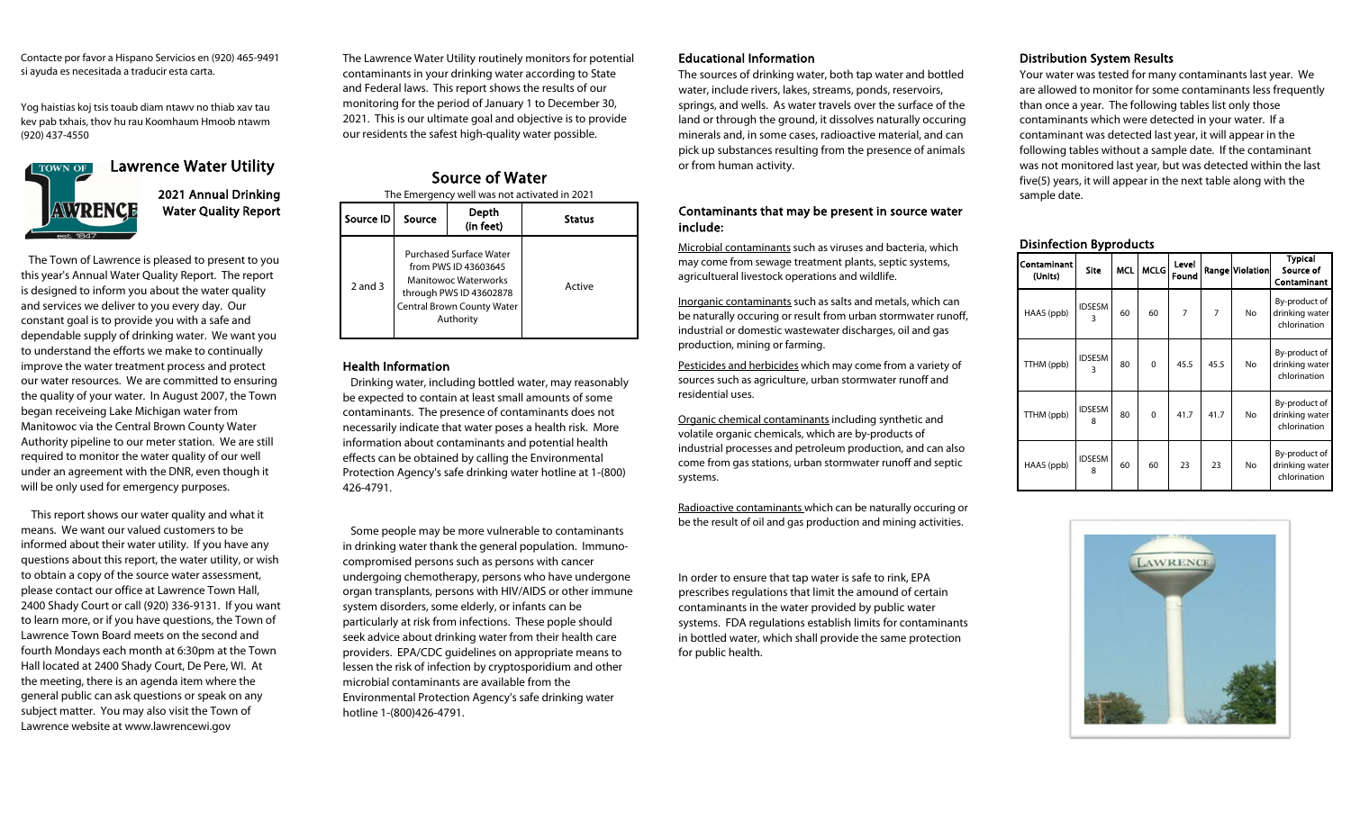Contacte por favor a Hispano Servicios en (920) 465-9491 si ayuda es necesitada a traducir esta carta.

Yog haistias koj tsis toaub diam ntawv no thiab xav tau kev pab txhais, thov hu rau Koomhaum Hmoob ntawm (920) 437-4550

# Lawrence Water Utility

## 2021 Annual Drinking Water Quality Report

The Town of Lawrence is pleased to present to you this year's Annual Water Quality Report. The report is designed to inform you about the water quality and services we deliver to you every day. Our constant goal is to provide you with a safe and dependable supply of drinking water. We want you to understand the efforts we make to continually improve the water treatment process and protect our water resources. We are committed to ensuring the quality of your water. In August 2007, the Town began receiveing Lake Michigan water from Manitowoc via the Central Brown County Water Authority pipeline to our meter station. We are still required to monitor the water quality of our well under an agreement with the DNR, even though it will be only used for emergency purposes.

This report shows our water quality and what it means. We want our valued customers to be informed about their water utility. If you have any questions about this report, the water utility, or wish to obtain a copy of the source water assessment, please contact our office at Lawrence Town Hall, 2400 Shady Court or call (920) 336-9131. If you want to learn more, or if you have questions, the Town of Lawrence Town Board meets on the second and fourth Mondays each month at 6:30pm at the Town Hall located at 2400 Shady Court, De Pere, WI. At the meeting, there is an agenda item where the general public can ask questions or speak on any subject matter. You may also visit the Town of Lawrence website at www.lawrencewi.gov

The Lawrence Water Utility routinely monitors for potential contaminants in your drinking water according to State and Federal laws. This report shows the results of our monitoring for the period of January 1 to December 30, 2021. This is our ultimate goal and objective is to provide our residents the safest high-quality water possible.

## Source of Water

The Emergency well was not activated in 2021

| Source ID | Source | Depth (in feet) | Status |
|---|---|---|---|
| 2 and 3 | Purchased Surface Water from PWS ID 43603645 Manitowoc Waterworks through PWS ID 43602878 Central Brown County Water Authority | | Active |

### Health Information

Drinking water, including bottled water, may reasonably be expected to contain at least small amounts of some contaminants. The presence of contaminants does not necessarily indicate that water poses a health risk. More information about contaminants and potential health effects can be obtained by calling the Environmental Protection Agency's safe drinking water hotline at 1-(800) 426-4791.

Some people may be more vulnerable to contaminants in drinking water thank the general population. Immuno-compromised persons such as persons with cancer undergoing chemotherapy, persons who have undergone organ transplants, persons with HIV/AIDS or other immune system disorders, some elderly, or infants can be particularly at risk from infections. These pople should seek advice about drinking water from their health care providers. EPA/CDC guidelines on appropriate means to lessen the risk of infection by cryptosporidium and other microbial contaminants are available from the Environmental Protection Agency's safe drinking water hotline 1-(800)426-4791.

### Educational Information

The sources of drinking water, both tap water and bottled water, include rivers, lakes, streams, ponds, reservoirs, springs, and wells. As water travels over the surface of the land or through the ground, it dissolves naturally occuring minerals and, in some cases, radioactive material, and can pick up substances resulting from the presence of animals or from human activity.

### Contaminants that may be present in source water include:

Microbial contaminants such as viruses and bacteria, which may come from sewage treatment plants, septic systems, agricultueral livestock operations and wildlife.

Inorganic contaminants such as salts and metals, which can be naturally occuring or result from urban stormwater runoff, industrial or domestic wastewater discharges, oil and gas production, mining or farming.

Pesticides and herbicides which may come from a variety of sources such as agriculture, urban stormwater runoff and residential uses.

Organic chemical contaminants including synthetic and volatile organic chemicals, which are by-products of industrial processes and petroleum production, and can also come from gas stations, urban stormwater runoff and septic systems.

Radioactive contaminants which can be naturally occuring or be the result of oil and gas production and mining activities.

In order to ensure that tap water is safe to rink, EPA prescribes regulations that limit the amound of certain contaminants in the water provided by public water systems. FDA regulations establish limits for contaminants in bottled water, which shall provide the same protection for public health.

### Distribution System Results

Your water was tested for many contaminants last year. We are allowed to monitor for some contaminants less frequently than once a year. The following tables list only those contaminants which were detected in your water. If a contaminant was detected last year, it will appear in the following tables without a sample date. If the contaminant was not monitored last year, but was detected within the last five(5) years, it will appear in the next table along with the sample date.

### Disinfection Byproducts

| Contaminant (Units) | Site | MCL | MCLG | Level Found | Range | Violation | Typical Source of Contaminant |
|---|---|---|---|---|---|---|---|
| HAA5 (ppb) | IDSESM 3 | 60 | 60 | 7 | 7 | No | By-product of drinking water chlorination |
| TTHM (ppb) | IDSESM 3 | 80 | 0 | 45.5 | 45.5 | No | By-product of drinking water chlorination |
| TTHM (ppb) | IDSESM 8 | 80 | 0 | 41.7 | 41.7 | No | By-product of drinking water chlorination |
| HAA5 (ppb) | IDSESM 8 | 60 | 60 | 23 | 23 | No | By-product of drinking water chlorination |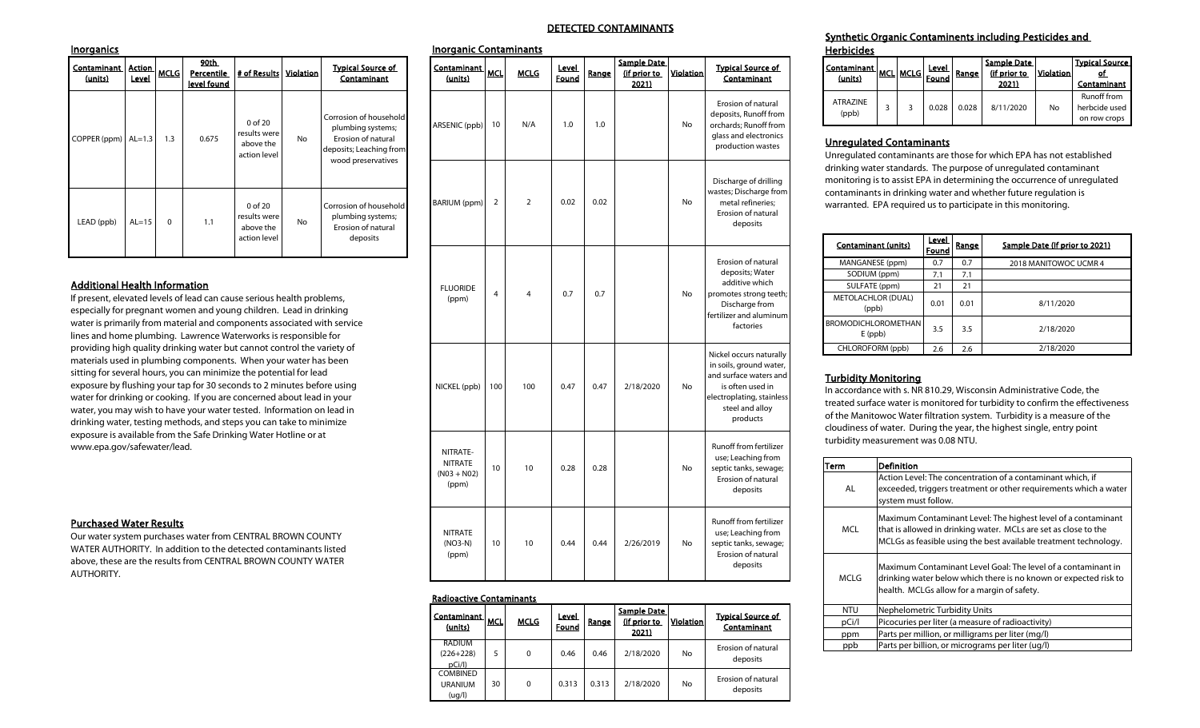# DETECTED CONTAMINANTS

## Inorganics

| Contaminant (units) | Action Level | MCLG | 90th Percentile level found | # of Results | Violation | Typical Source of Contaminant |
|---|---|---|---|---|---|---|
| COPPER (ppm) | AL=1.3 | 1.3 | 0.675 | 0 of 20 results were above the action level | No | Corrosion of household plumbing systems; Erosion of natural deposits; Leaching from wood preservatives |
| LEAD (ppb) | AL=15 | 0 | 1.1 | 0 of 20 results were above the action level | No | Corrosion of household plumbing systems; Erosion of natural deposits |

## Additional Health Information

If present, elevated levels of lead can cause serious health problems, especially for pregnant women and young children. Lead in drinking water is primarily from material and components associated with service lines and home plumbing. Lawrence Waterworks is responsible for providing high quality drinking water but cannot control the variety of materials used in plumbing components. When your water has been sitting for several hours, you can minimize the potential for lead exposure by flushing your tap for 30 seconds to 2 minutes before using water for drinking or cooking. If you are concerned about lead in your water, you may wish to have your water tested. Information on lead in drinking water, testing methods, and steps you can take to minimize exposure is available from the Safe Drinking Water Hotline or at www.epa.gov/safewater/lead.

## Purchased Water Results

Our water system purchases water from CENTRAL BROWN COUNTY WATER AUTHORITY. In addition to the detected contaminants listed above, these are the results from CENTRAL BROWN COUNTY WATER AUTHORITY.

## Inorganic Contaminants

| Contaminant (units) | MCL | MCLG | Level Found | Range | Sample Date (if prior to 2021) | Violation | Typical Source of Contaminant |
|---|---|---|---|---|---|---|---|
| ARSENIC (ppb) | 10 | N/A | 1.0 | 1.0 | | No | Erosion of natural deposits, Runoff from orchards; Runoff from glass and electronics production wastes |
| BARIUM (ppm) | 2 | 2 | 0.02 | 0.02 | | No | Discharge of drilling wastes; Discharge from metal refineries; Erosion of natural deposits |
| FLUORIDE (ppm) | 4 | 4 | 0.7 | 0.7 | | No | Erosion of natural deposits; Water additive which promotes strong teeth; Discharge from fertilizer and aluminum factories |
| NICKEL (ppb) | 100 | 100 | 0.47 | 0.47 | 2/18/2020 | No | Nickel occurs naturally in soils, ground water, and surface waters and is often used in electroplating, stainless steel and alloy products |
| NITRATE-NITRATE (N03 + N02) (ppm) | 10 | 10 | 0.28 | 0.28 | | No | Runoff from fertilizer use; Leaching from septic tanks, sewage; Erosion of natural deposits |
| NITRATE (NO3-N) (ppm) | 10 | 10 | 0.44 | 0.44 | 2/26/2019 | No | Runoff from fertilizer use; Leaching from septic tanks, sewage; Erosion of natural deposits |

## Radioactive Contaminants

| Contaminant (units) | MCL | MCLG | Level Found | Range | Sample Date (if prior to 2021) | Violation | Typical Source of Contaminant |
|---|---|---|---|---|---|---|---|
| RADIUM (226+228) pCi/l) | 5 | 0 | 0.46 | 0.46 | 2/18/2020 | No | Erosion of natural deposits |
| COMBINED URANIUM (ug/l) | 30 | 0 | 0.313 | 0.313 | 2/18/2020 | No | Erosion of natural deposits |

## Synthetic Organic Contaminents including Pesticides and Herbicides

| Contaminant (units) | MCL | MCLG | Level Found | Range | Sample Date (if prior to 2021) | Violation | Typical Source of Contaminant |
|---|---|---|---|---|---|---|---|
| ATRAZINE (ppb) | 3 | 3 | 0.028 | 0.028 | 8/11/2020 | No | Runoff from herbicide used on row crops |

## Unregulated Contaminants

Unregulated contaminants are those for which EPA has not established drinking water standards. The purpose of unregulated contaminant monitoring is to assist EPA in determining the occurrence of unregulated contaminants in drinking water and whether future regulation is warranted. EPA required us to participate in this monitoring.

| Contaminant (units) | Level Found | Range | Sample Date (If prior to 2021) |
|---|---|---|---|
| MANGANESE (ppm) | 0.7 | 0.7 | 2018 MANITOWOC UCMR 4 |
| SODIUM (ppm) | 7.1 | 7.1 | |
| SULFATE (ppm) | 21 | 21 | |
| METOLACHLOR (DUAL) (ppb) | 0.01 | 0.01 | 8/11/2020 |
| BROMODICHLOROMETHANE (ppb) | 3.5 | 3.5 | 2/18/2020 |
| CHLOROFORM (ppb) | 2.6 | 2.6 | 2/18/2020 |

## Turbidity Monitoring

In accordance with s. NR 810.29, Wisconsin Administrative Code, the treated surface water is monitored for turbidity to confirm the effectiveness of the Manitowoc Water filtration system. Turbidity is a measure of the cloudiness of water. During the year, the highest single, entry point turbidity measurement was 0.08 NTU.

| Term | Definition |
|---|---|
| AL | Action Level: The concentration of a contaminant which, if exceeded, triggers treatment or other requirements which a water system must follow. |
| MCL | Maximum Contaminant Level: The highest level of a contaminant that is allowed in drinking water. MCLs are set as close to the MCLGs as feasible using the best available treatment technology. |
| MCLG | Maximum Contaminant Level Goal: The level of a contaminant in drinking water below which there is no known or expected risk to health. MCLGs allow for a margin of safety. |
| NTU | Nephelometric Turbidity Units |
| pCi/l | Picocuries per liter (a measure of radioactivity) |
| ppm | Parts per million, or milligrams per liter (mg/l) |
| ppb | Parts per billion, or micrograms per liter (ug/l) |